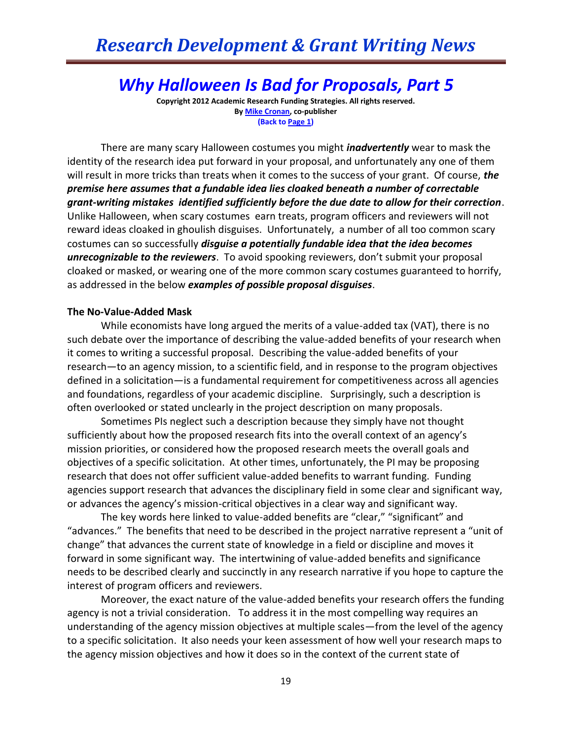# *Why Halloween Is Bad for Proposals, Part 5*

**Copyright 2012 Academic Research Funding Strategies. All rights reserved.**
**By Mike Cronan, co-publisher**
**(Back to Page 1)**

There are many scary Halloween costumes you might ***inadvertently*** wear to mask the identity of the research idea put forward in your proposal, and unfortunately any one of them will result in more tricks than treats when it comes to the success of your grant. Of course, ***the premise here assumes that a fundable idea lies cloaked beneath a number of correctable grant-writing mistakes identified sufficiently before the due date to allow for their correction***. Unlike Halloween, when scary costumes earn treats, program officers and reviewers will not reward ideas cloaked in ghoulish disguises. Unfortunately, a number of all too common scary costumes can so successfully ***disguise a potentially fundable idea that the idea becomes unrecognizable to the reviewers***. To avoid spooking reviewers, don't submit your proposal cloaked or masked, or wearing one of the more common scary costumes guaranteed to horrify, as addressed in the below ***examples of possible proposal disguises***.

**The No-Value-Added Mask**

While economists have long argued the merits of a value-added tax (VAT), there is no such debate over the importance of describing the value-added benefits of your research when it comes to writing a successful proposal. Describing the value-added benefits of your research—to an agency mission, to a scientific field, and in response to the program objectives defined in a solicitation—is a fundamental requirement for competitiveness across all agencies and foundations, regardless of your academic discipline. Surprisingly, such a description is often overlooked or stated unclearly in the project description on many proposals.

Sometimes PIs neglect such a description because they simply have not thought sufficiently about how the proposed research fits into the overall context of an agency's mission priorities, or considered how the proposed research meets the overall goals and objectives of a specific solicitation. At other times, unfortunately, the PI may be proposing research that does not offer sufficient value-added benefits to warrant funding. Funding agencies support research that advances the disciplinary field in some clear and significant way, or advances the agency's mission-critical objectives in a clear way and significant way.

The key words here linked to value-added benefits are "clear," "significant" and "advances." The benefits that need to be described in the project narrative represent a "unit of change" that advances the current state of knowledge in a field or discipline and moves it forward in some significant way. The intertwining of value-added benefits and significance needs to be described clearly and succinctly in any research narrative if you hope to capture the interest of program officers and reviewers.

Moreover, the exact nature of the value-added benefits your research offers the funding agency is not a trivial consideration. To address it in the most compelling way requires an understanding of the agency mission objectives at multiple scales—from the level of the agency to a specific solicitation. It also needs your keen assessment of how well your research maps to the agency mission objectives and how it does so in the context of the current state of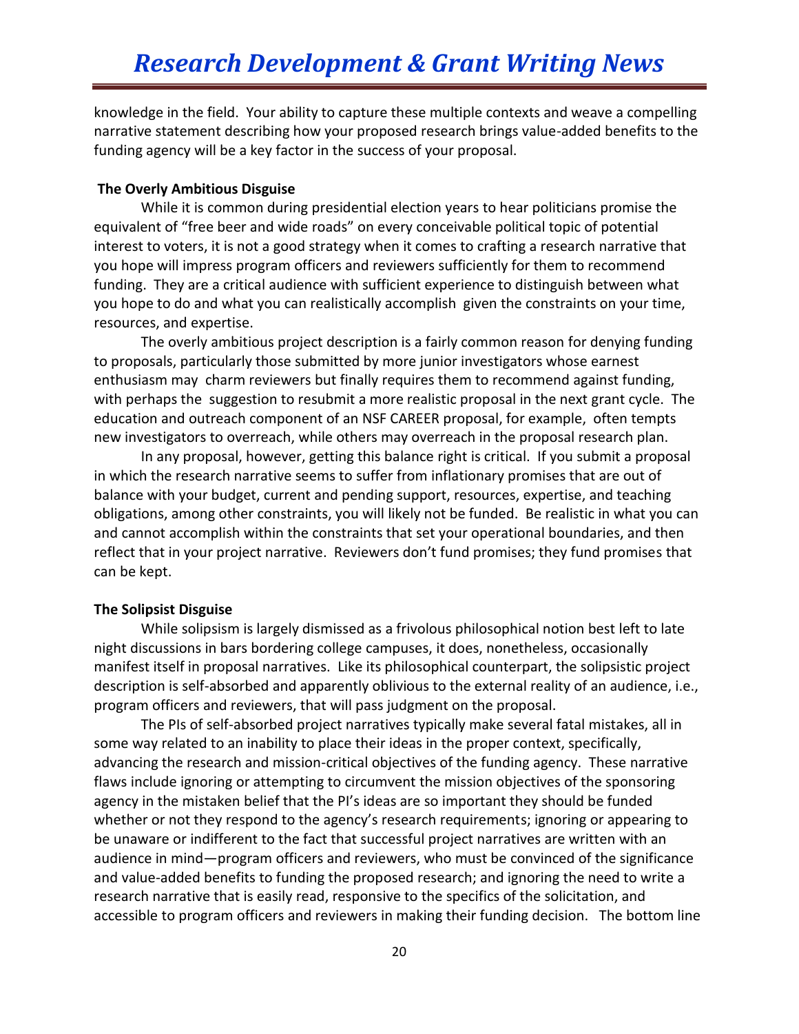knowledge in the field. Your ability to capture these multiple contexts and weave a compelling narrative statement describing how your proposed research brings value-added benefits to the funding agency will be a key factor in the success of your proposal.

**The Overly Ambitious Disguise**

While it is common during presidential election years to hear politicians promise the equivalent of "free beer and wide roads" on every conceivable political topic of potential interest to voters, it is not a good strategy when it comes to crafting a research narrative that you hope will impress program officers and reviewers sufficiently for them to recommend funding. They are a critical audience with sufficient experience to distinguish between what you hope to do and what you can realistically accomplish given the constraints on your time, resources, and expertise.

The overly ambitious project description is a fairly common reason for denying funding to proposals, particularly those submitted by more junior investigators whose earnest enthusiasm may charm reviewers but finally requires them to recommend against funding, with perhaps the suggestion to resubmit a more realistic proposal in the next grant cycle. The education and outreach component of an NSF CAREER proposal, for example, often tempts new investigators to overreach, while others may overreach in the proposal research plan.

In any proposal, however, getting this balance right is critical. If you submit a proposal in which the research narrative seems to suffer from inflationary promises that are out of balance with your budget, current and pending support, resources, expertise, and teaching obligations, among other constraints, you will likely not be funded. Be realistic in what you can and cannot accomplish within the constraints that set your operational boundaries, and then reflect that in your project narrative. Reviewers don't fund promises; they fund promises that can be kept.

**The Solipsist Disguise**

While solipsism is largely dismissed as a frivolous philosophical notion best left to late night discussions in bars bordering college campuses, it does, nonetheless, occasionally manifest itself in proposal narratives. Like its philosophical counterpart, the solipsistic project description is self-absorbed and apparently oblivious to the external reality of an audience, i.e., program officers and reviewers, that will pass judgment on the proposal.

The PIs of self-absorbed project narratives typically make several fatal mistakes, all in some way related to an inability to place their ideas in the proper context, specifically, advancing the research and mission-critical objectives of the funding agency. These narrative flaws include ignoring or attempting to circumvent the mission objectives of the sponsoring agency in the mistaken belief that the PI's ideas are so important they should be funded whether or not they respond to the agency's research requirements; ignoring or appearing to be unaware or indifferent to the fact that successful project narratives are written with an audience in mind—program officers and reviewers, who must be convinced of the significance and value-added benefits to funding the proposed research; and ignoring the need to write a research narrative that is easily read, responsive to the specifics of the solicitation, and accessible to program officers and reviewers in making their funding decision. The bottom line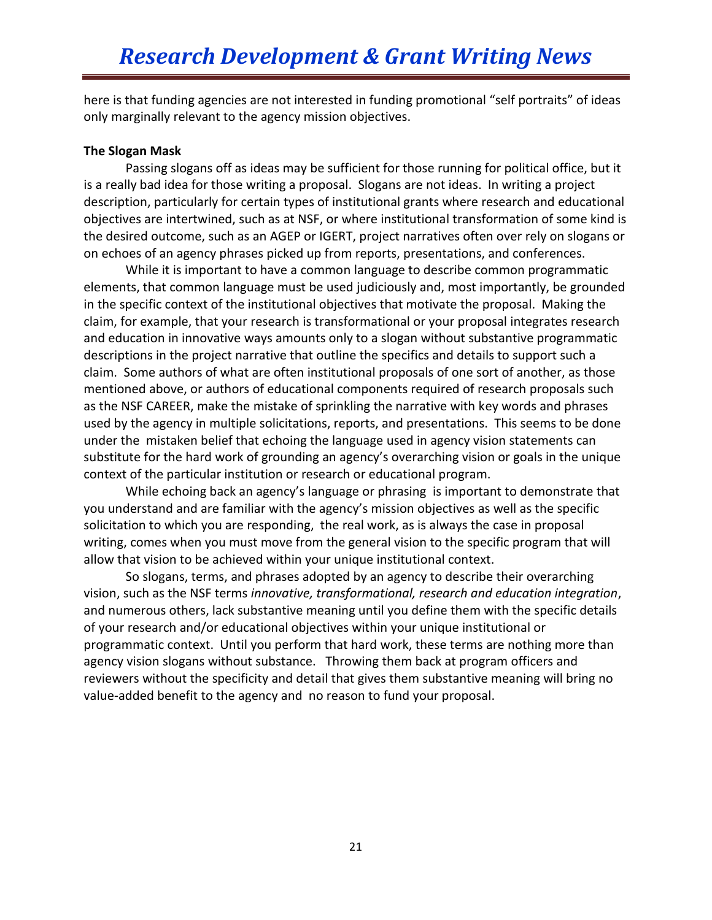here is that funding agencies are not interested in funding promotional "self portraits" of ideas only marginally relevant to the agency mission objectives.

**The Slogan Mask**

Passing slogans off as ideas may be sufficient for those running for political office, but it is a really bad idea for those writing a proposal. Slogans are not ideas. In writing a project description, particularly for certain types of institutional grants where research and educational objectives are intertwined, such as at NSF, or where institutional transformation of some kind is the desired outcome, such as an AGEP or IGERT, project narratives often over rely on slogans or on echoes of an agency phrases picked up from reports, presentations, and conferences.

While it is important to have a common language to describe common programmatic elements, that common language must be used judiciously and, most importantly, be grounded in the specific context of the institutional objectives that motivate the proposal. Making the claim, for example, that your research is transformational or your proposal integrates research and education in innovative ways amounts only to a slogan without substantive programmatic descriptions in the project narrative that outline the specifics and details to support such a claim. Some authors of what are often institutional proposals of one sort of another, as those mentioned above, or authors of educational components required of research proposals such as the NSF CAREER, make the mistake of sprinkling the narrative with key words and phrases used by the agency in multiple solicitations, reports, and presentations. This seems to be done under the mistaken belief that echoing the language used in agency vision statements can substitute for the hard work of grounding an agency's overarching vision or goals in the unique context of the particular institution or research or educational program.

While echoing back an agency's language or phrasing is important to demonstrate that you understand and are familiar with the agency's mission objectives as well as the specific solicitation to which you are responding, the real work, as is always the case in proposal writing, comes when you must move from the general vision to the specific program that will allow that vision to be achieved within your unique institutional context.

So slogans, terms, and phrases adopted by an agency to describe their overarching vision, such as the NSF terms *innovative, transformational, research and education integration*, and numerous others, lack substantive meaning until you define them with the specific details of your research and/or educational objectives within your unique institutional or programmatic context. Until you perform that hard work, these terms are nothing more than agency vision slogans without substance. Throwing them back at program officers and reviewers without the specificity and detail that gives them substantive meaning will bring no value-added benefit to the agency and no reason to fund your proposal.